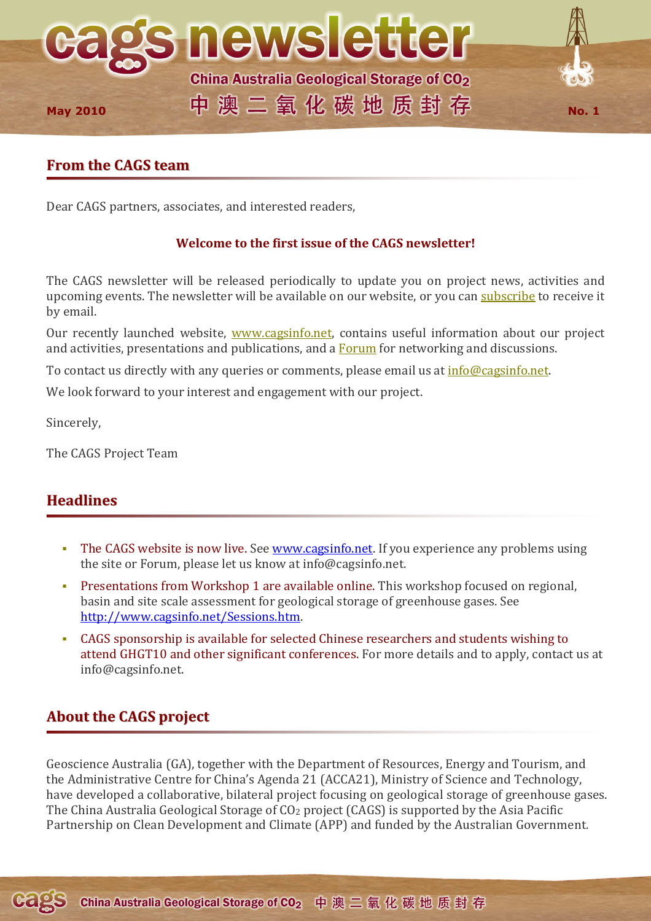# cags newsletter

China Australia Geological Storage of $CO_2$

中澳二氧化碳地质封存

May 2010

No. 1

## From the CAGS team

Dear CAGS partners, associates, and interested readers,

**Welcome to the first issue of the CAGS newsletter!**

The CAGS newsletter will be released periodically to update you on project news, activities and upcoming events. The newsletter will be available on our website, or you can subscribe to receive it by email.

Our recently launched website, www.cagsinfo.net, contains useful information about our project and activities, presentations and publications, and a Forum for networking and discussions.

To contact us directly with any queries or comments, please email us at info@cagsinfo.net.

We look forward to your interest and engagement with our project.

Sincerely,

The CAGS Project Team

## Headlines

- The CAGS website is now live. See www.cagsinfo.net. If you experience any problems using the site or Forum, please let us know at info@cagsinfo.net.
- Presentations from Workshop 1 are available online. This workshop focused on regional, basin and site scale assessment for geological storage of greenhouse gases. See http://www.cagsinfo.net/Sessions.htm.
- CAGS sponsorship is available for selected Chinese researchers and students wishing to attend GHGT10 and other significant conferences. For more details and to apply, contact us at info@cagsinfo.net.

## About the CAGS project

Geoscience Australia (GA), together with the Department of Resources, Energy and Tourism, and the Administrative Centre for China's Agenda 21 (ACCA21), Ministry of Science and Technology, have developed a collaborative, bilateral project focusing on geological storage of greenhouse gases. The China Australia Geological Storage of $CO_2$ project (CAGS) is supported by the Asia Pacific Partnership on Clean Development and Climate (APP) and funded by the Australian Government.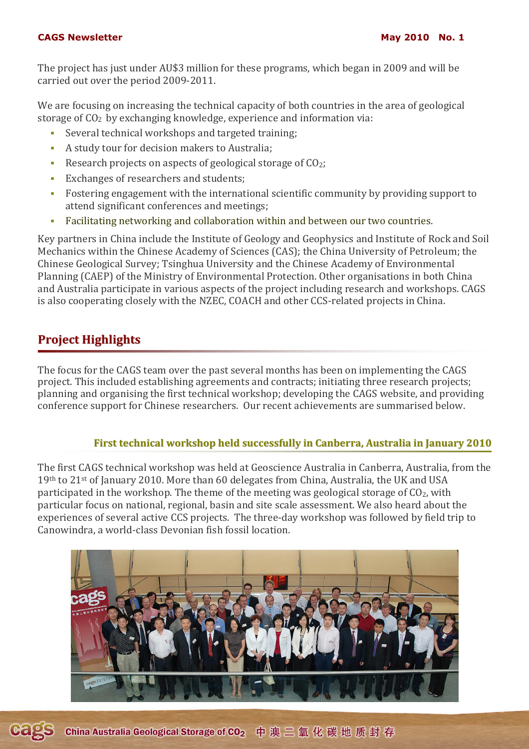The project has just under AU$3 million for these programs, which began in 2009 and will be carried out over the period 2009-2011.

We are focusing on increasing the technical capacity of both countries in the area of geological storage of $CO_2$ by exchanging knowledge, experience and information via:

- Several technical workshops and targeted training;
- A study tour for decision makers to Australia;
- Research projects on aspects of geological storage of $CO_2$;
- Exchanges of researchers and students;
- Fostering engagement with the international scientific community by providing support to attend significant conferences and meetings;
- Facilitating networking and collaboration within and between our two countries.

Key partners in China include the Institute of Geology and Geophysics and Institute of Rock and Soil Mechanics within the Chinese Academy of Sciences (CAS); the China University of Petroleum; the Chinese Geological Survey; Tsinghua University and the Chinese Academy of Environmental Planning (CAEP) of the Ministry of Environmental Protection. Other organisations in both China and Australia participate in various aspects of the project including research and workshops. CAGS is also cooperating closely with the NZEC, COACH and other CCS-related projects in China.

## Project Highlights

The focus for the CAGS team over the past several months has been on implementing the CAGS project. This included establishing agreements and contracts; initiating three research projects; planning and organising the first technical workshop; developing the CAGS website, and providing conference support for Chinese researchers. Our recent achievements are summarised below.

### First technical workshop held successfully in Canberra, Australia in January 2010

The first CAGS technical workshop was held at Geoscience Australia in Canberra, Australia, from the 19th to 21st of January 2010. More than 60 delegates from China, Australia, the UK and USA participated in the workshop. The theme of the meeting was geological storage of $CO_2$, with particular focus on national, regional, basin and site scale assessment. We also heard about the experiences of several active CCS projects. The three-day workshop was followed by field trip to Canowindra, a world-class Devonian fish fossil location.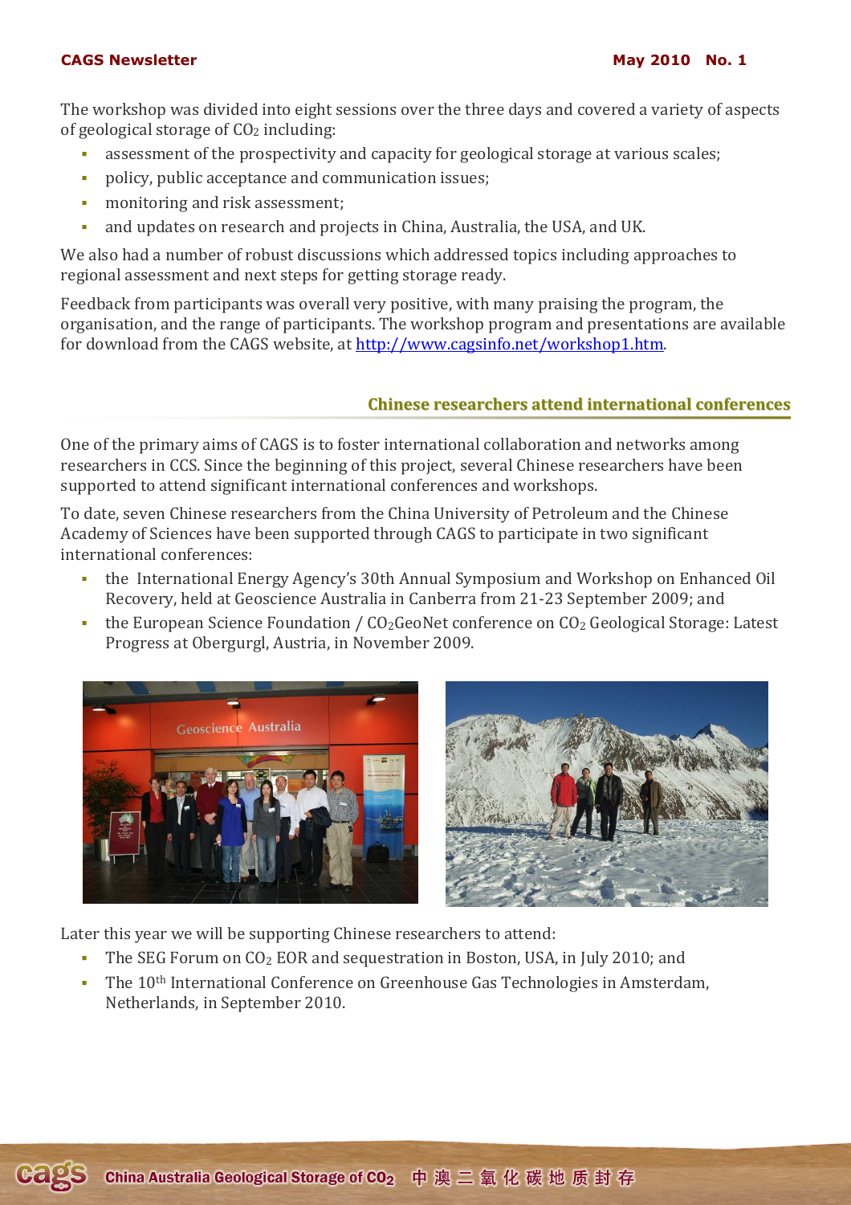The workshop was divided into eight sessions over the three days and covered a variety of aspects of geological storage of $CO_2$ including:

- assessment of the prospectivity and capacity for geological storage at various scales;
- policy, public acceptance and communication issues;
- monitoring and risk assessment;
- and updates on research and projects in China, Australia, the USA, and UK.

We also had a number of robust discussions which addressed topics including approaches to regional assessment and next steps for getting storage ready.

Feedback from participants was overall very positive, with many praising the program, the organisation, and the range of participants. The workshop program and presentations are available for download from the CAGS website, at http://www.cagsinfo.net/workshop1.htm.

## Chinese researchers attend international conferences

One of the primary aims of CAGS is to foster international collaboration and networks among researchers in CCS. Since the beginning of this project, several Chinese researchers have been supported to attend significant international conferences and workshops.

To date, seven Chinese researchers from the China University of Petroleum and the Chinese Academy of Sciences have been supported through CAGS to participate in two significant international conferences:

- the International Energy Agency's 30th Annual Symposium and Workshop on Enhanced Oil Recovery, held at Geoscience Australia in Canberra from 21-23 September 2009; and
- the European Science Foundation / $CO_2$GeoNet conference on $CO_2$ Geological Storage: Latest Progress at Obergurgl, Austria, in November 2009.

Later this year we will be supporting Chinese researchers to attend:

- The SEG Forum on $CO_2$ EOR and sequestration in Boston, USA, in July 2010; and
- The 10th International Conference on Greenhouse Gas Technologies in Amsterdam, Netherlands, in September 2010.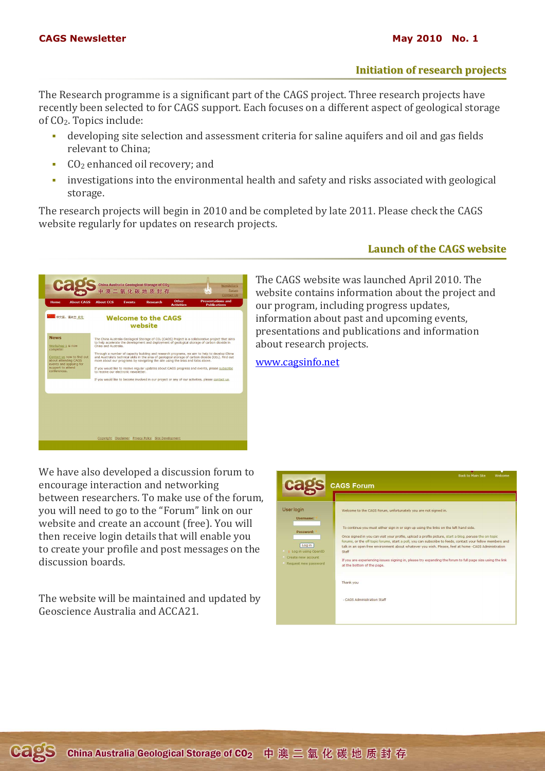## Initiation of research projects

The Research programme is a significant part of the CAGS project. Three research projects have recently been selected to for CAGS support. Each focuses on a different aspect of geological storage of $CO_2$. Topics include:

- developing site selection and assessment criteria for saline aquifers and oil and gas fields relevant to China;
- $CO_2$ enhanced oil recovery; and
- investigations into the environmental health and safety and risks associated with geological storage.

The research projects will begin in 2010 and be completed by late 2011. Please check the CAGS website regularly for updates on research projects.

## Launch of the CAGS website

The CAGS website was launched April 2010. The website contains information about the project and our program, including progress updates, information about past and upcoming events, presentations and publications and information about research projects.

www.cagsinfo.net

We have also developed a discussion forum to encourage interaction and networking between researchers. To make use of the forum, you will need to go to the "Forum" link on our website and create an account (free). You will then receive login details that will enable you to create your profile and post messages on the discussion boards.

The website will be maintained and updated by Geoscience Australia and ACCA21.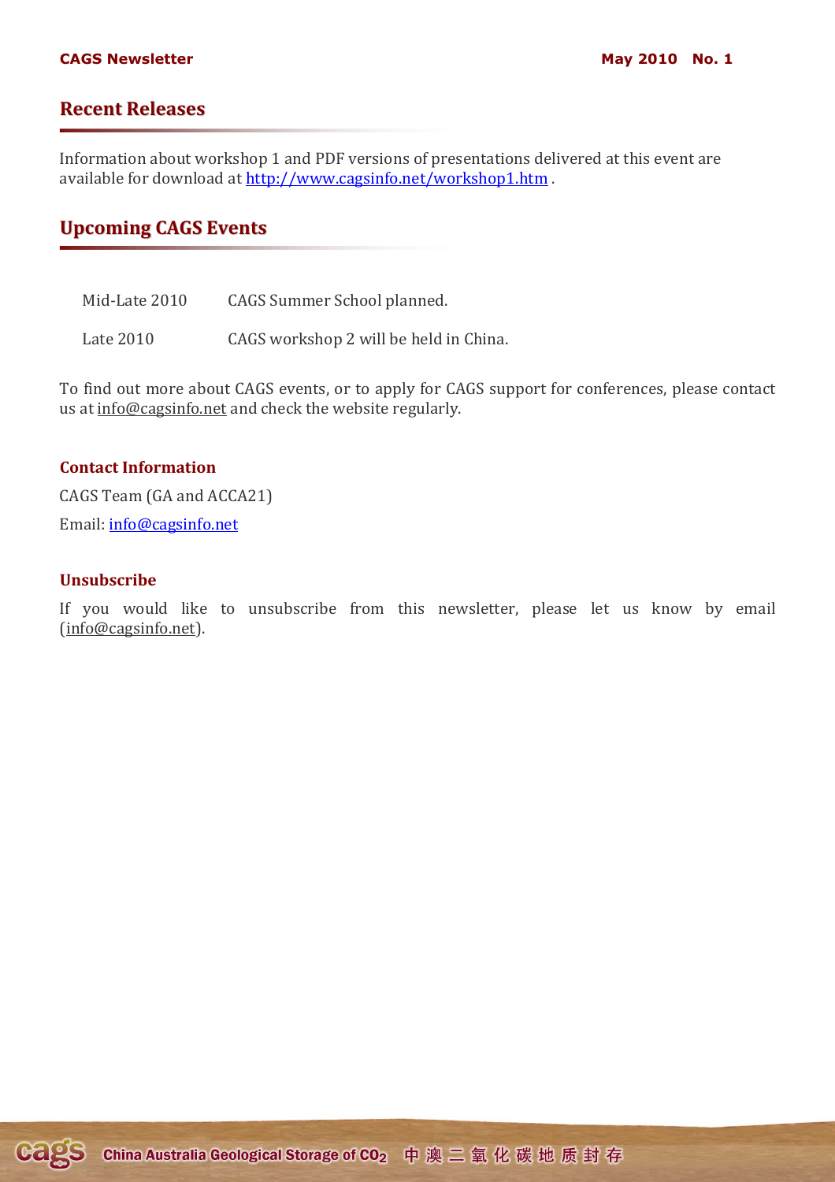## Recent Releases

Information about workshop 1 and PDF versions of presentations delivered at this event are available for download at http://www.cagsinfo.net/workshop1.htm .

## Upcoming CAGS Events

| | |
|---|---|
| Mid-Late 2010 | CAGS Summer School planned. |
| Late 2010 | CAGS workshop 2 will be held in China. |

To find out more about CAGS events, or to apply for CAGS support for conferences, please contact us at info@cagsinfo.net and check the website regularly.

### Contact Information

CAGS Team (GA and ACCA21)

Email: info@cagsinfo.net

### Unsubscribe

If you would like to unsubscribe from this newsletter, please let us know by email (info@cagsinfo.net).